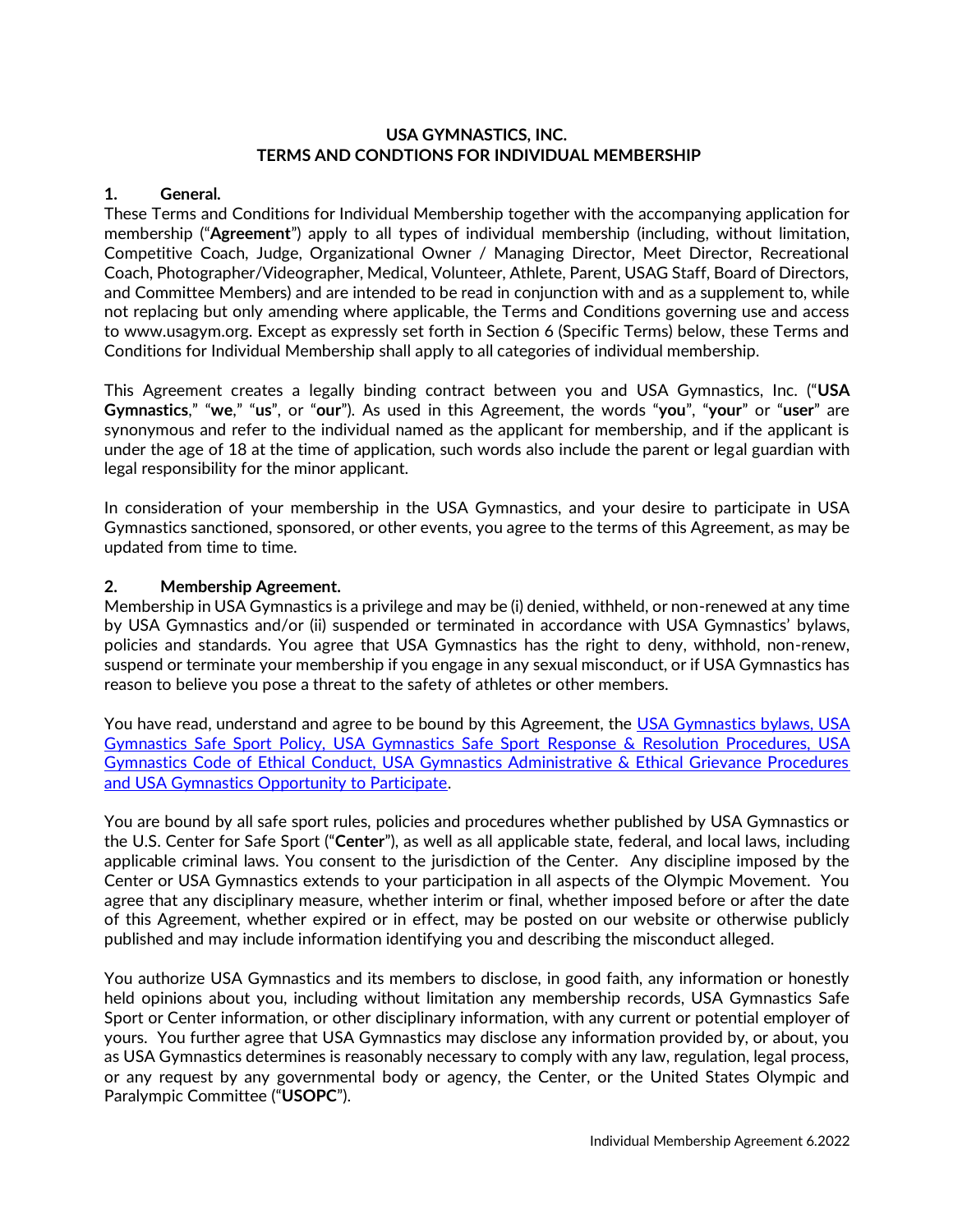# USA GYMNASTICS, INC.
# TERMS AND CONDTIONS FOR INDIVIDUAL MEMBERSHIP

## 1. General.

These Terms and Conditions for Individual Membership together with the accompanying application for membership ("**Agreement**") apply to all types of individual membership (including, without limitation, Competitive Coach, Judge, Organizational Owner / Managing Director, Meet Director, Recreational Coach, Photographer/Videographer, Medical, Volunteer, Athlete, Parent, USAG Staff, Board of Directors, and Committee Members) and are intended to be read in conjunction with and as a supplement to, while not replacing but only amending where applicable, the Terms and Conditions governing use and access to www.usagym.org. Except as expressly set forth in Section 6 (Specific Terms) below, these Terms and Conditions for Individual Membership shall apply to all categories of individual membership.

This Agreement creates a legally binding contract between you and USA Gymnastics, Inc. ("**USA Gymnastics**," "**we**," "**us**", or "**our**"). As used in this Agreement, the words "**you**", "**your**" or "**user**" are synonymous and refer to the individual named as the applicant for membership, and if the applicant is under the age of 18 at the time of application, such words also include the parent or legal guardian with legal responsibility for the minor applicant.

In consideration of your membership in the USA Gymnastics, and your desire to participate in USA Gymnastics sanctioned, sponsored, or other events, you agree to the terms of this Agreement, as may be updated from time to time.

## 2. Membership Agreement.

Membership in USA Gymnastics is a privilege and may be (i) denied, withheld, or non-renewed at any time by USA Gymnastics and/or (ii) suspended or terminated in accordance with USA Gymnastics' bylaws, policies and standards. You agree that USA Gymnastics has the right to deny, withhold, non-renew, suspend or terminate your membership if you engage in any sexual misconduct, or if USA Gymnastics has reason to believe you pose a threat to the safety of athletes or other members.

You have read, understand and agree to be bound by this Agreement, the USA Gymnastics bylaws, USA Gymnastics Safe Sport Policy, USA Gymnastics Safe Sport Response & Resolution Procedures, USA Gymnastics Code of Ethical Conduct, USA Gymnastics Administrative & Ethical Grievance Procedures and USA Gymnastics Opportunity to Participate.

You are bound by all safe sport rules, policies and procedures whether published by USA Gymnastics or the U.S. Center for Safe Sport ("**Center**"), as well as all applicable state, federal, and local laws, including applicable criminal laws. You consent to the jurisdiction of the Center. Any discipline imposed by the Center or USA Gymnastics extends to your participation in all aspects of the Olympic Movement. You agree that any disciplinary measure, whether interim or final, whether imposed before or after the date of this Agreement, whether expired or in effect, may be posted on our website or otherwise publicly published and may include information identifying you and describing the misconduct alleged.

You authorize USA Gymnastics and its members to disclose, in good faith, any information or honestly held opinions about you, including without limitation any membership records, USA Gymnastics Safe Sport or Center information, or other disciplinary information, with any current or potential employer of yours. You further agree that USA Gymnastics may disclose any information provided by, or about, you as USA Gymnastics determines is reasonably necessary to comply with any law, regulation, legal process, or any request by any governmental body or agency, the Center, or the United States Olympic and Paralympic Committee ("**USOPC**").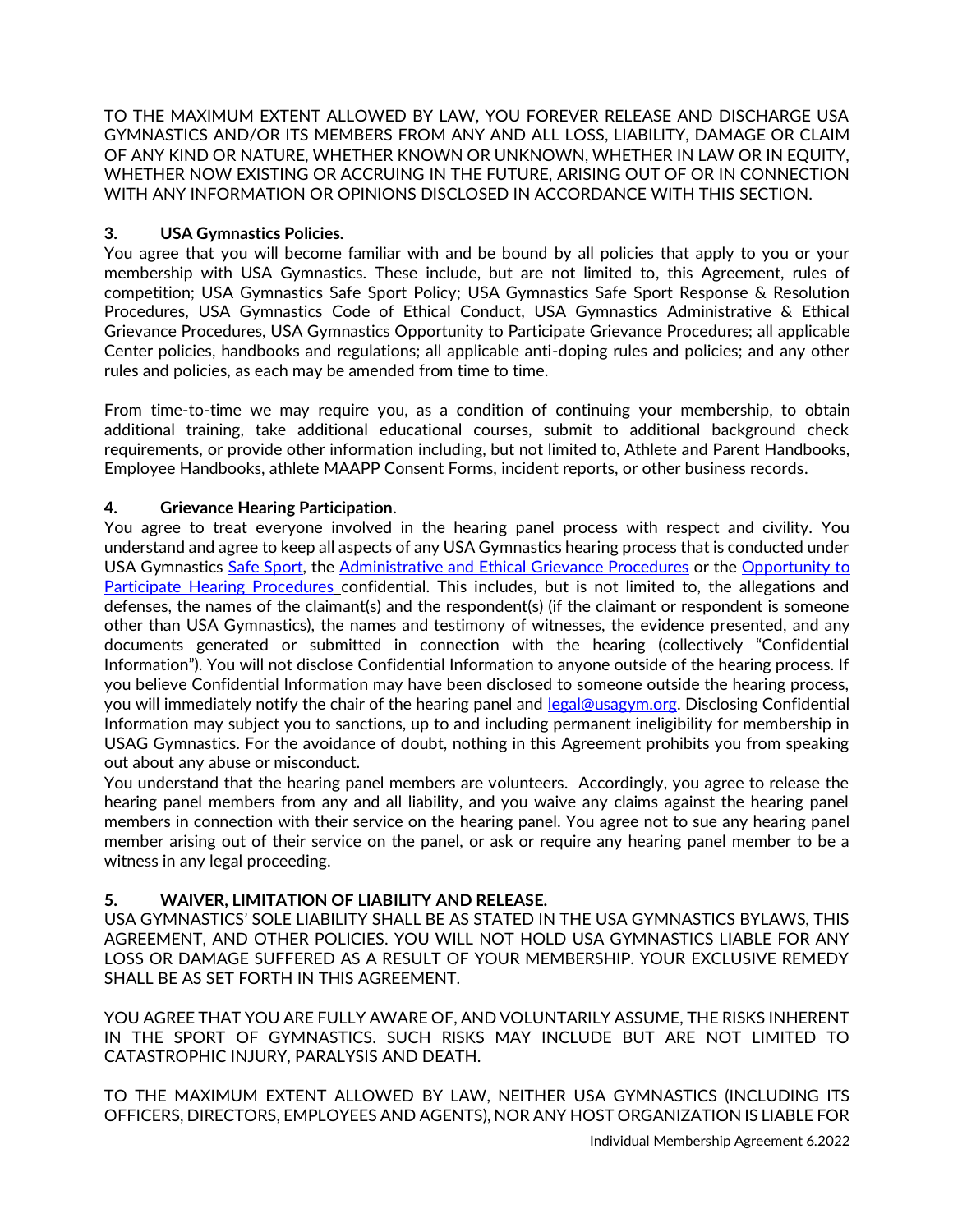TO THE MAXIMUM EXTENT ALLOWED BY LAW, YOU FOREVER RELEASE AND DISCHARGE USA GYMNASTICS AND/OR ITS MEMBERS FROM ANY AND ALL LOSS, LIABILITY, DAMAGE OR CLAIM OF ANY KIND OR NATURE, WHETHER KNOWN OR UNKNOWN, WHETHER IN LAW OR IN EQUITY, WHETHER NOW EXISTING OR ACCRUING IN THE FUTURE, ARISING OUT OF OR IN CONNECTION WITH ANY INFORMATION OR OPINIONS DISCLOSED IN ACCORDANCE WITH THIS SECTION.

**3. USA Gymnastics Policies.**
You agree that you will become familiar with and be bound by all policies that apply to you or your membership with USA Gymnastics. These include, but are not limited to, this Agreement, rules of competition; USA Gymnastics Safe Sport Policy; USA Gymnastics Safe Sport Response & Resolution Procedures, USA Gymnastics Code of Ethical Conduct, USA Gymnastics Administrative & Ethical Grievance Procedures, USA Gymnastics Opportunity to Participate Grievance Procedures; all applicable Center policies, handbooks and regulations; all applicable anti-doping rules and policies; and any other rules and policies, as each may be amended from time to time.

From time-to-time we may require you, as a condition of continuing your membership, to obtain additional training, take additional educational courses, submit to additional background check requirements, or provide other information including, but not limited to, Athlete and Parent Handbooks, Employee Handbooks, athlete MAAPP Consent Forms, incident reports, or other business records.

**4. Grievance Hearing Participation**.
You agree to treat everyone involved in the hearing panel process with respect and civility. You understand and agree to keep all aspects of any USA Gymnastics hearing process that is conducted under USA Gymnastics Safe Sport, the Administrative and Ethical Grievance Procedures or the Opportunity to Participate Hearing Procedures confidential. This includes, but is not limited to, the allegations and defenses, the names of the claimant(s) and the respondent(s) (if the claimant or respondent is someone other than USA Gymnastics), the names and testimony of witnesses, the evidence presented, and any documents generated or submitted in connection with the hearing (collectively "Confidential Information"). You will not disclose Confidential Information to anyone outside of the hearing process. If you believe Confidential Information may have been disclosed to someone outside the hearing process, you will immediately notify the chair of the hearing panel and legal@usagym.org. Disclosing Confidential Information may subject you to sanctions, up to and including permanent ineligibility for membership in USAG Gymnastics. For the avoidance of doubt, nothing in this Agreement prohibits you from speaking out about any abuse or misconduct.
You understand that the hearing panel members are volunteers. Accordingly, you agree to release the hearing panel members from any and all liability, and you waive any claims against the hearing panel members in connection with their service on the hearing panel. You agree not to sue any hearing panel member arising out of their service on the panel, or ask or require any hearing panel member to be a witness in any legal proceeding.

**5. WAIVER, LIMITATION OF LIABILITY AND RELEASE.**
USA GYMNASTICS' SOLE LIABILITY SHALL BE AS STATED IN THE USA GYMNASTICS BYLAWS, THIS AGREEMENT, AND OTHER POLICIES. YOU WILL NOT HOLD USA GYMNASTICS LIABLE FOR ANY LOSS OR DAMAGE SUFFERED AS A RESULT OF YOUR MEMBERSHIP. YOUR EXCLUSIVE REMEDY SHALL BE AS SET FORTH IN THIS AGREEMENT.

YOU AGREE THAT YOU ARE FULLY AWARE OF, AND VOLUNTARILY ASSUME, THE RISKS INHERENT IN THE SPORT OF GYMNASTICS. SUCH RISKS MAY INCLUDE BUT ARE NOT LIMITED TO CATASTROPHIC INJURY, PARALYSIS AND DEATH.

TO THE MAXIMUM EXTENT ALLOWED BY LAW, NEITHER USA GYMNASTICS (INCLUDING ITS OFFICERS, DIRECTORS, EMPLOYEES AND AGENTS), NOR ANY HOST ORGANIZATION IS LIABLE FOR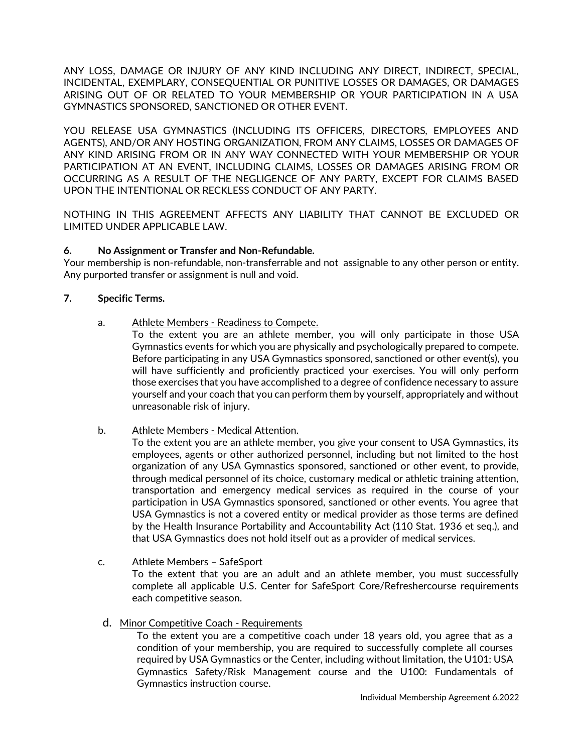ANY LOSS, DAMAGE OR INJURY OF ANY KIND INCLUDING ANY DIRECT, INDIRECT, SPECIAL, INCIDENTAL, EXEMPLARY, CONSEQUENTIAL OR PUNITIVE LOSSES OR DAMAGES, OR DAMAGES ARISING OUT OF OR RELATED TO YOUR MEMBERSHIP OR YOUR PARTICIPATION IN A USA GYMNASTICS SPONSORED, SANCTIONED OR OTHER EVENT.

YOU RELEASE USA GYMNASTICS (INCLUDING ITS OFFICERS, DIRECTORS, EMPLOYEES AND AGENTS), AND/OR ANY HOSTING ORGANIZATION, FROM ANY CLAIMS, LOSSES OR DAMAGES OF ANY KIND ARISING FROM OR IN ANY WAY CONNECTED WITH YOUR MEMBERSHIP OR YOUR PARTICIPATION AT AN EVENT, INCLUDING CLAIMS, LOSSES OR DAMAGES ARISING FROM OR OCCURRING AS A RESULT OF THE NEGLIGENCE OF ANY PARTY, EXCEPT FOR CLAIMS BASED UPON THE INTENTIONAL OR RECKLESS CONDUCT OF ANY PARTY.

NOTHING IN THIS AGREEMENT AFFECTS ANY LIABILITY THAT CANNOT BE EXCLUDED OR LIMITED UNDER APPLICABLE LAW.

**6. No Assignment or Transfer and Non-Refundable.**

Your membership is non-refundable, non-transferrable and not assignable to any other person or entity. Any purported transfer or assignment is null and void.

**7. Specific Terms.**

a. Athlete Members - Readiness to Compete.

To the extent you are an athlete member, you will only participate in those USA Gymnastics events for which you are physically and psychologically prepared to compete. Before participating in any USA Gymnastics sponsored, sanctioned or other event(s), you will have sufficiently and proficiently practiced your exercises. You will only perform those exercises that you have accomplished to a degree of confidence necessary to assure yourself and your coach that you can perform them by yourself, appropriately and without unreasonable risk of injury.

b. Athlete Members - Medical Attention.

To the extent you are an athlete member, you give your consent to USA Gymnastics, its employees, agents or other authorized personnel, including but not limited to the host organization of any USA Gymnastics sponsored, sanctioned or other event, to provide, through medical personnel of its choice, customary medical or athletic training attention, transportation and emergency medical services as required in the course of your participation in USA Gymnastics sponsored, sanctioned or other events. You agree that USA Gymnastics is not a covered entity or medical provider as those terms are defined by the Health Insurance Portability and Accountability Act (110 Stat. 1936 et seq.), and that USA Gymnastics does not hold itself out as a provider of medical services.

c. Athlete Members – SafeSport

To the extent that you are an adult and an athlete member, you must successfully complete all applicable U.S. Center for SafeSport Core/Refreshercourse requirements each competitive season.

d. Minor Competitive Coach - Requirements

To the extent you are a competitive coach under 18 years old, you agree that as a condition of your membership, you are required to successfully complete all courses required by USA Gymnastics or the Center, including without limitation, the U101: USA Gymnastics Safety/Risk Management course and the U100: Fundamentals of Gymnastics instruction course.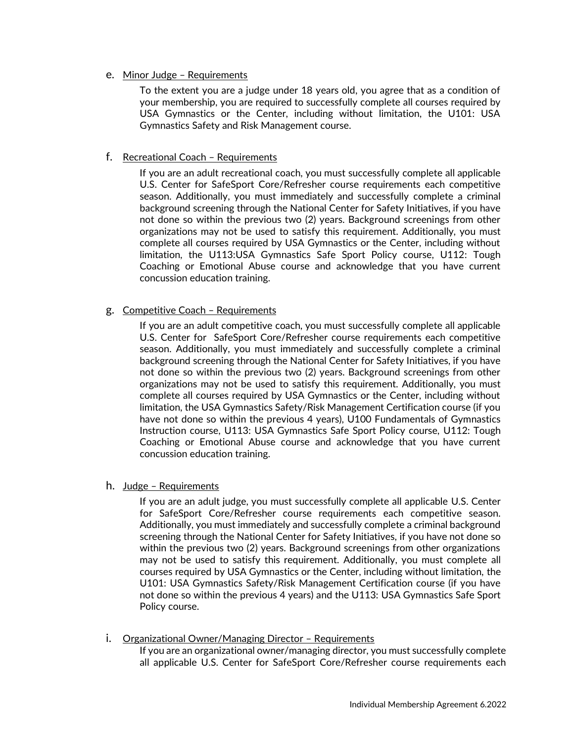e. Minor Judge – Requirements

To the extent you are a judge under 18 years old, you agree that as a condition of your membership, you are required to successfully complete all courses required by USA Gymnastics or the Center, including without limitation, the U101: USA Gymnastics Safety and Risk Management course.

f. Recreational Coach – Requirements

If you are an adult recreational coach, you must successfully complete all applicable U.S. Center for SafeSport Core/Refresher course requirements each competitive season. Additionally, you must immediately and successfully complete a criminal background screening through the National Center for Safety Initiatives, if you have not done so within the previous two (2) years. Background screenings from other organizations may not be used to satisfy this requirement. Additionally, you must complete all courses required by USA Gymnastics or the Center, including without limitation, the U113:USA Gymnastics Safe Sport Policy course, U112: Tough Coaching or Emotional Abuse course and acknowledge that you have current concussion education training.

g. Competitive Coach – Requirements

If you are an adult competitive coach, you must successfully complete all applicable U.S. Center for SafeSport Core/Refresher course requirements each competitive season. Additionally, you must immediately and successfully complete a criminal background screening through the National Center for Safety Initiatives, if you have not done so within the previous two (2) years. Background screenings from other organizations may not be used to satisfy this requirement. Additionally, you must complete all courses required by USA Gymnastics or the Center, including without limitation, the USA Gymnastics Safety/Risk Management Certification course (if you have not done so within the previous 4 years), U100 Fundamentals of Gymnastics Instruction course, U113: USA Gymnastics Safe Sport Policy course, U112: Tough Coaching or Emotional Abuse course and acknowledge that you have current concussion education training.

h. Judge – Requirements

If you are an adult judge, you must successfully complete all applicable U.S. Center for SafeSport Core/Refresher course requirements each competitive season. Additionally, you must immediately and successfully complete a criminal background screening through the National Center for Safety Initiatives, if you have not done so within the previous two (2) years. Background screenings from other organizations may not be used to satisfy this requirement. Additionally, you must complete all courses required by USA Gymnastics or the Center, including without limitation, the U101: USA Gymnastics Safety/Risk Management Certification course (if you have not done so within the previous 4 years) and the U113: USA Gymnastics Safe Sport Policy course.

i. Organizational Owner/Managing Director – Requirements

If you are an organizational owner/managing director, you must successfully complete all applicable U.S. Center for SafeSport Core/Refresher course requirements each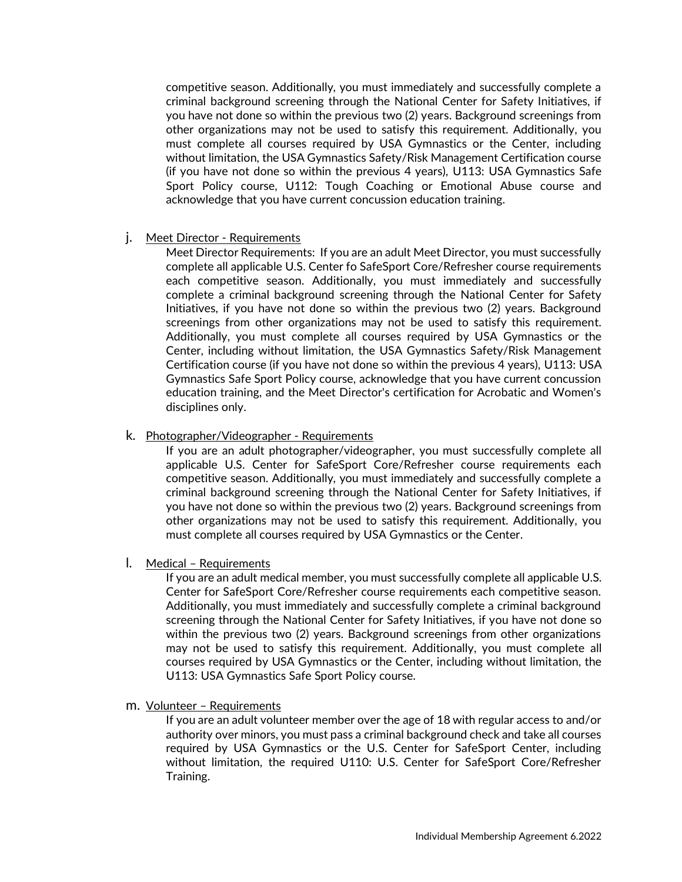competitive season. Additionally, you must immediately and successfully complete a criminal background screening through the National Center for Safety Initiatives, if you have not done so within the previous two (2) years. Background screenings from other organizations may not be used to satisfy this requirement. Additionally, you must complete all courses required by USA Gymnastics or the Center, including without limitation, the USA Gymnastics Safety/Risk Management Certification course (if you have not done so within the previous 4 years), U113: USA Gymnastics Safe Sport Policy course, U112: Tough Coaching or Emotional Abuse course and acknowledge that you have current concussion education training.

j. <u>Meet Director - Requirements</u>

Meet Director Requirements: If you are an adult Meet Director, you must successfully complete all applicable U.S. Center fo SafeSport Core/Refresher course requirements each competitive season. Additionally, you must immediately and successfully complete a criminal background screening through the National Center for Safety Initiatives, if you have not done so within the previous two (2) years. Background screenings from other organizations may not be used to satisfy this requirement. Additionally, you must complete all courses required by USA Gymnastics or the Center, including without limitation, the USA Gymnastics Safety/Risk Management Certification course (if you have not done so within the previous 4 years), U113: USA Gymnastics Safe Sport Policy course, acknowledge that you have current concussion education training, and the Meet Director's certification for Acrobatic and Women's disciplines only.

k. <u>Photographer/Videographer - Requirements</u>

If you are an adult photographer/videographer, you must successfully complete all applicable U.S. Center for SafeSport Core/Refresher course requirements each competitive season. Additionally, you must immediately and successfully complete a criminal background screening through the National Center for Safety Initiatives, if you have not done so within the previous two (2) years. Background screenings from other organizations may not be used to satisfy this requirement. Additionally, you must complete all courses required by USA Gymnastics or the Center.

l. <u>Medical – Requirements</u>

If you are an adult medical member, you must successfully complete all applicable U.S. Center for SafeSport Core/Refresher course requirements each competitive season. Additionally, you must immediately and successfully complete a criminal background screening through the National Center for Safety Initiatives, if you have not done so within the previous two (2) years. Background screenings from other organizations may not be used to satisfy this requirement. Additionally, you must complete all courses required by USA Gymnastics or the Center, including without limitation, the U113: USA Gymnastics Safe Sport Policy course.

m. <u>Volunteer – Requirements</u>

If you are an adult volunteer member over the age of 18 with regular access to and/or authority over minors, you must pass a criminal background check and take all courses required by USA Gymnastics or the U.S. Center for SafeSport Center, including without limitation, the required U110: U.S. Center for SafeSport Core/Refresher Training.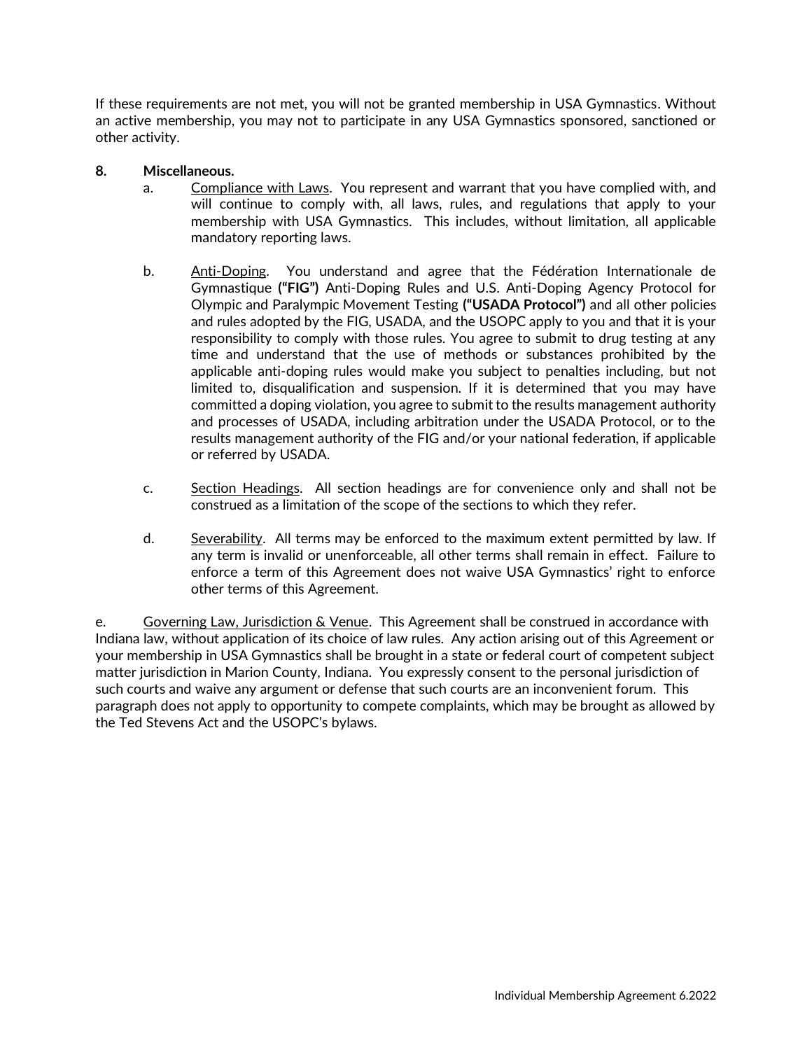If these requirements are not met, you will not be granted membership in USA Gymnastics. Without an active membership, you may not to participate in any USA Gymnastics sponsored, sanctioned or other activity.

**8. Miscellaneous.**

a. Compliance with Laws. You represent and warrant that you have complied with, and will continue to comply with, all laws, rules, and regulations that apply to your membership with USA Gymnastics. This includes, without limitation, all applicable mandatory reporting laws.

b. Anti-Doping. You understand and agree that the Fédération Internationale de Gymnastique **("FIG")** Anti-Doping Rules and U.S. Anti-Doping Agency Protocol for Olympic and Paralympic Movement Testing **("USADA Protocol")** and all other policies and rules adopted by the FIG, USADA, and the USOPC apply to you and that it is your responsibility to comply with those rules. You agree to submit to drug testing at any time and understand that the use of methods or substances prohibited by the applicable anti-doping rules would make you subject to penalties including, but not limited to, disqualification and suspension. If it is determined that you may have committed a doping violation, you agree to submit to the results management authority and processes of USADA, including arbitration under the USADA Protocol, or to the results management authority of the FIG and/or your national federation, if applicable or referred by USADA.

c. Section Headings. All section headings are for convenience only and shall not be construed as a limitation of the scope of the sections to which they refer.

d. Severability. All terms may be enforced to the maximum extent permitted by law. If any term is invalid or unenforceable, all other terms shall remain in effect. Failure to enforce a term of this Agreement does not waive USA Gymnastics' right to enforce other terms of this Agreement.

e. Governing Law, Jurisdiction & Venue. This Agreement shall be construed in accordance with Indiana law, without application of its choice of law rules. Any action arising out of this Agreement or your membership in USA Gymnastics shall be brought in a state or federal court of competent subject matter jurisdiction in Marion County, Indiana. You expressly consent to the personal jurisdiction of such courts and waive any argument or defense that such courts are an inconvenient forum. This paragraph does not apply to opportunity to compete complaints, which may be brought as allowed by the Ted Stevens Act and the USOPC's bylaws.